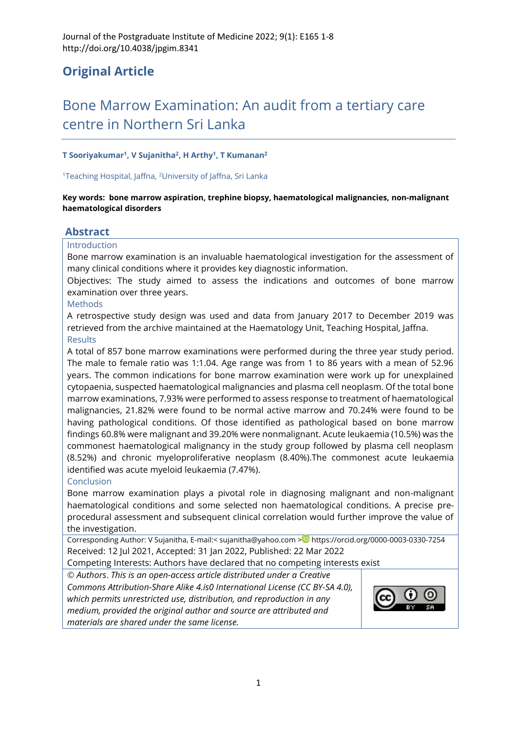Journal of the Postgraduate Institute of Medicine 2022; 9(1): E165 1-8
http://doi.org/10.4038/jpgim.8341

## Original Article

# Bone Marrow Examination: An audit from a tertiary care centre in Northern Sri Lanka

**T Sooriyakumar[1], V Sujanitha[2], H Arthy[1], T Kumanan[2]**

[1]Teaching Hospital, Jaffna, [2]University of Jaffna, Sri Lanka

**Key words: bone marrow aspiration, trephine biopsy, haematological malignancies, non-malignant haematological disorders**

## Abstract

### Introduction

Bone marrow examination is an invaluable haematological investigation for the assessment of many clinical conditions where it provides key diagnostic information.

Objectives: The study aimed to assess the indications and outcomes of bone marrow examination over three years.

### Methods

A retrospective study design was used and data from January 2017 to December 2019 was retrieved from the archive maintained at the Haematology Unit, Teaching Hospital, Jaffna.

### Results

A total of 857 bone marrow examinations were performed during the three year study period. The male to female ratio was 1:1.04. Age range was from 1 to 86 years with a mean of 52.96 years. The common indications for bone marrow examination were work up for unexplained cytopaenia, suspected haematological malignancies and plasma cell neoplasm. Of the total bone marrow examinations, 7.93% were performed to assess response to treatment of haematological malignancies, 21.82% were found to be normal active marrow and 70.24% were found to be having pathological conditions. Of those identified as pathological based on bone marrow findings 60.8% were malignant and 39.20% were nonmalignant. Acute leukaemia (10.5%) was the commonest haematological malignancy in the study group followed by plasma cell neoplasm (8.52%) and chronic myeloproliferative neoplasm (8.40%).The commonest acute leukaemia identified was acute myeloid leukaemia (7.47%).

### Conclusion

Bone marrow examination plays a pivotal role in diagnosing malignant and non-malignant haematological conditions and some selected non haematological conditions. A precise pre-procedural assessment and subsequent clinical correlation would further improve the value of the investigation.

Corresponding Author: V Sujanitha, E-mail:< sujanitha@yahoo.com > https://orcid.org/0000-0003-0330-7254

Received: 12 Jul 2021, Accepted: 31 Jan 2022, Published: 22 Mar 2022

Competing Interests: Authors have declared that no competing interests exist

*© Authors. This is an open-access article distributed under a Creative Commons Attribution-Share Alike 4.is0 International License (CC BY-SA 4.0), which permits unrestricted use, distribution, and reproduction in any medium, provided the original author and source are attributed and materials are shared under the same license.*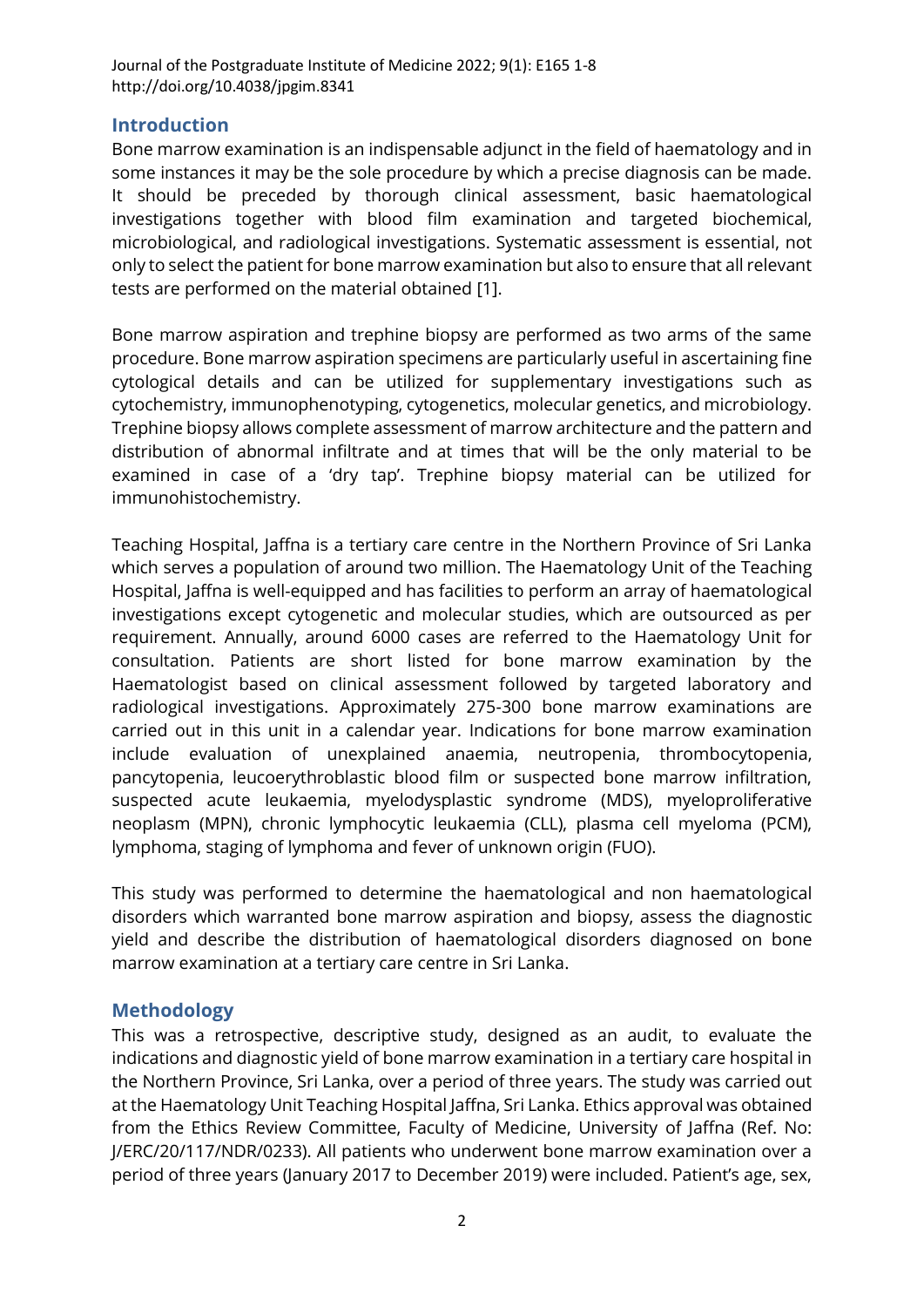## Introduction

Bone marrow examination is an indispensable adjunct in the field of haematology and in some instances it may be the sole procedure by which a precise diagnosis can be made. It should be preceded by thorough clinical assessment, basic haematological investigations together with blood film examination and targeted biochemical, microbiological, and radiological investigations. Systematic assessment is essential, not only to select the patient for bone marrow examination but also to ensure that all relevant tests are performed on the material obtained [1].

Bone marrow aspiration and trephine biopsy are performed as two arms of the same procedure. Bone marrow aspiration specimens are particularly useful in ascertaining fine cytological details and can be utilized for supplementary investigations such as cytochemistry, immunophenotyping, cytogenetics, molecular genetics, and microbiology. Trephine biopsy allows complete assessment of marrow architecture and the pattern and distribution of abnormal infiltrate and at times that will be the only material to be examined in case of a 'dry tap'. Trephine biopsy material can be utilized for immunohistochemistry.

Teaching Hospital, Jaffna is a tertiary care centre in the Northern Province of Sri Lanka which serves a population of around two million. The Haematology Unit of the Teaching Hospital, Jaffna is well-equipped and has facilities to perform an array of haematological investigations except cytogenetic and molecular studies, which are outsourced as per requirement. Annually, around 6000 cases are referred to the Haematology Unit for consultation. Patients are short listed for bone marrow examination by the Haematologist based on clinical assessment followed by targeted laboratory and radiological investigations. Approximately 275-300 bone marrow examinations are carried out in this unit in a calendar year. Indications for bone marrow examination include evaluation of unexplained anaemia, neutropenia, thrombocytopenia, pancytopenia, leucoerythroblastic blood film or suspected bone marrow infiltration, suspected acute leukaemia, myelodysplastic syndrome (MDS), myeloproliferative neoplasm (MPN), chronic lymphocytic leukaemia (CLL), plasma cell myeloma (PCM), lymphoma, staging of lymphoma and fever of unknown origin (FUO).

This study was performed to determine the haematological and non haematological disorders which warranted bone marrow aspiration and biopsy, assess the diagnostic yield and describe the distribution of haematological disorders diagnosed on bone marrow examination at a tertiary care centre in Sri Lanka.

## Methodology

This was a retrospective, descriptive study, designed as an audit, to evaluate the indications and diagnostic yield of bone marrow examination in a tertiary care hospital in the Northern Province, Sri Lanka, over a period of three years. The study was carried out at the Haematology Unit Teaching Hospital Jaffna, Sri Lanka. Ethics approval was obtained from the Ethics Review Committee, Faculty of Medicine, University of Jaffna (Ref. No: J/ERC/20/117/NDR/0233). All patients who underwent bone marrow examination over a period of three years (January 2017 to December 2019) were included. Patient's age, sex,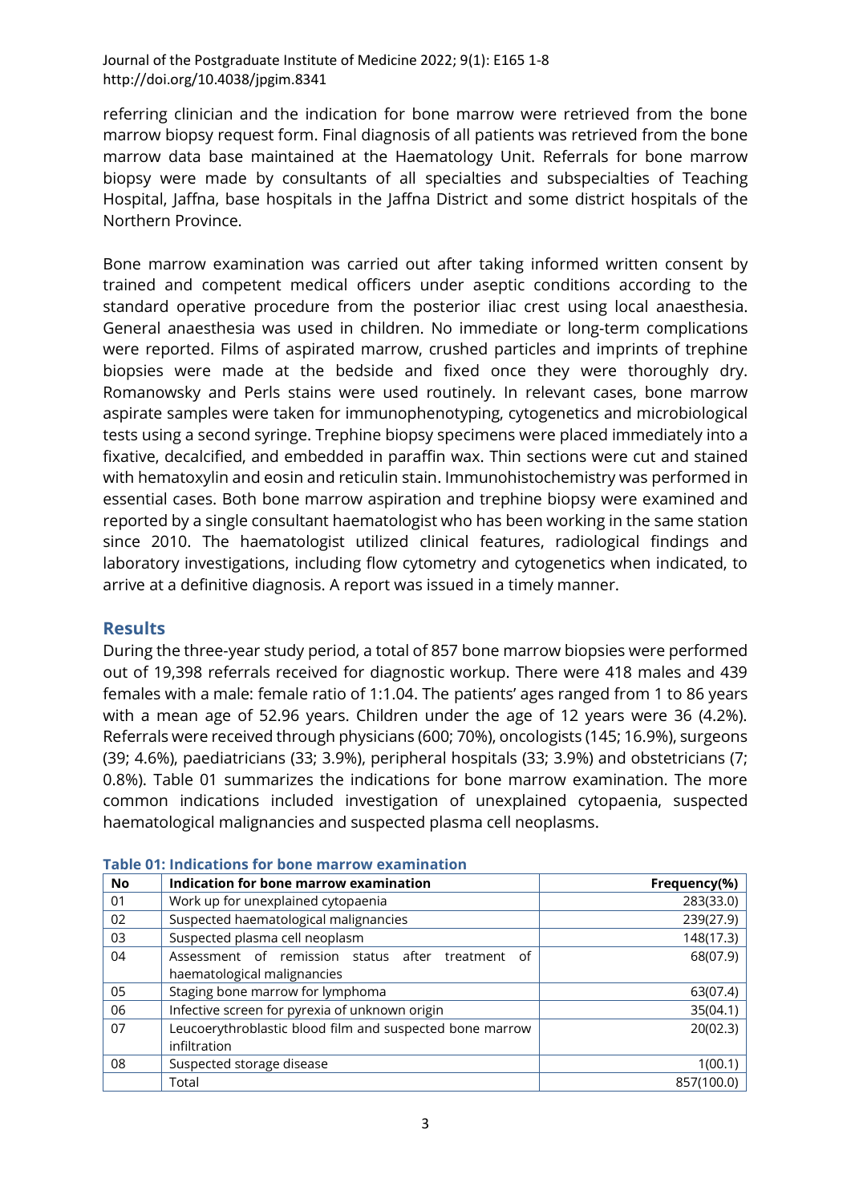referring clinician and the indication for bone marrow were retrieved from the bone marrow biopsy request form. Final diagnosis of all patients was retrieved from the bone marrow data base maintained at the Haematology Unit. Referrals for bone marrow biopsy were made by consultants of all specialties and subspecialties of Teaching Hospital, Jaffna, base hospitals in the Jaffna District and some district hospitals of the Northern Province.

Bone marrow examination was carried out after taking informed written consent by trained and competent medical officers under aseptic conditions according to the standard operative procedure from the posterior iliac crest using local anaesthesia. General anaesthesia was used in children. No immediate or long-term complications were reported. Films of aspirated marrow, crushed particles and imprints of trephine biopsies were made at the bedside and fixed once they were thoroughly dry. Romanowsky and Perls stains were used routinely. In relevant cases, bone marrow aspirate samples were taken for immunophenotyping, cytogenetics and microbiological tests using a second syringe. Trephine biopsy specimens were placed immediately into a fixative, decalcified, and embedded in paraffin wax. Thin sections were cut and stained with hematoxylin and eosin and reticulin stain. Immunohistochemistry was performed in essential cases. Both bone marrow aspiration and trephine biopsy were examined and reported by a single consultant haematologist who has been working in the same station since 2010. The haematologist utilized clinical features, radiological findings and laboratory investigations, including flow cytometry and cytogenetics when indicated, to arrive at a definitive diagnosis. A report was issued in a timely manner.

## Results

During the three-year study period, a total of 857 bone marrow biopsies were performed out of 19,398 referrals received for diagnostic workup. There were 418 males and 439 females with a male: female ratio of 1:1.04. The patients' ages ranged from 1 to 86 years with a mean age of 52.96 years. Children under the age of 12 years were 36 (4.2%). Referrals were received through physicians (600; 70%), oncologists (145; 16.9%), surgeons (39; 4.6%), paediatricians (33; 3.9%), peripheral hospitals (33; 3.9%) and obstetricians (7; 0.8%). Table 01 summarizes the indications for bone marrow examination. The more common indications included investigation of unexplained cytopaenia, suspected haematological malignancies and suspected plasma cell neoplasms.

**Table 01: Indications for bone marrow examination**

| No | Indication for bone marrow examination | Frequency(%) |
|---|---|---|
| 01 | Work up for unexplained cytopaenia | 283(33.0) |
| 02 | Suspected haematological malignancies | 239(27.9) |
| 03 | Suspected plasma cell neoplasm | 148(17.3) |
| 04 | Assessment of remission status after treatment of haematological malignancies | 68(07.9) |
| 05 | Staging bone marrow for lymphoma | 63(07.4) |
| 06 | Infective screen for pyrexia of unknown origin | 35(04.1) |
| 07 | Leucoerythroblastic blood film and suspected bone marrow infiltration | 20(02.3) |
| 08 | Suspected storage disease | 1(00.1) |
| | Total | 857(100.0) |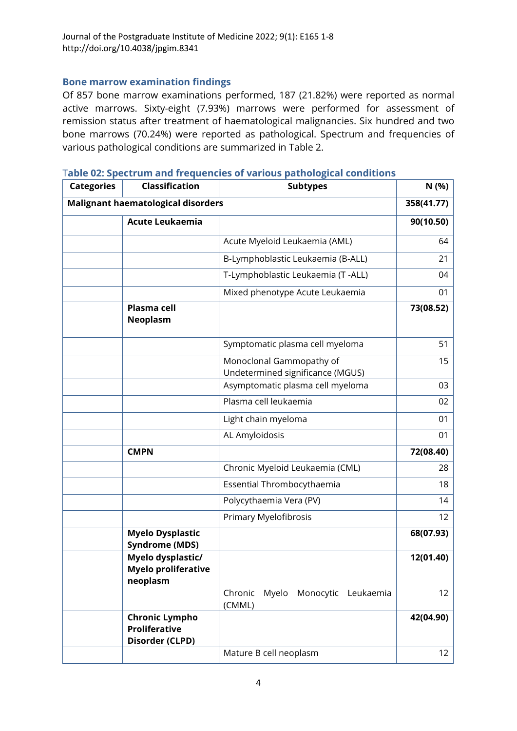## Bone marrow examination findings

Of 857 bone marrow examinations performed, 187 (21.82%) were reported as normal active marrows. Sixty-eight (7.93%) marrows were performed for assessment of remission status after treatment of haematological malignancies. Six hundred and two bone marrows (70.24%) were reported as pathological. Spectrum and frequencies of various pathological conditions are summarized in Table 2.

**Table 02: Spectrum and frequencies of various pathological conditions**

| Categories | Classification | Subtypes | N (%) |
|---|---|---|---|
| **Malignant haematological disorders** | | | **358(41.77)** |
| | **Acute Leukaemia** | | **90(10.50)** |
| | | Acute Myeloid Leukaemia (AML) | 64 |
| | | B-Lymphoblastic Leukaemia (B-ALL) | 21 |
| | | T-Lymphoblastic Leukaemia (T -ALL) | 04 |
| | | Mixed phenotype Acute Leukaemia | 01 |
| | **Plasma cell Neoplasm** | | **73(08.52)** |
| | | Symptomatic plasma cell myeloma | 51 |
| | | Monoclonal Gammopathy of Undetermined significance (MGUS) | 15 |
| | | Asymptomatic plasma cell myeloma | 03 |
| | | Plasma cell leukaemia | 02 |
| | | Light chain myeloma | 01 |
| | | AL Amyloidosis | 01 |
| | **CMPN** | | **72(08.40)** |
| | | Chronic Myeloid Leukaemia (CML) | 28 |
| | | Essential Thrombocythaemia | 18 |
| | | Polycythaemia Vera (PV) | 14 |
| | | Primary Myelofibrosis | 12 |
| | **Myelo Dysplastic Syndrome (MDS)** | | **68(07.93)** |
| | **Myelo dysplastic/ Myelo proliferative neoplasm** | | **12(01.40)** |
| | | Chronic Myelo Monocytic Leukaemia (CMML) | 12 |
| | **Chronic Lympho Proliferative Disorder (CLPD)** | | **42(04.90)** |
| | | Mature B cell neoplasm | 12 |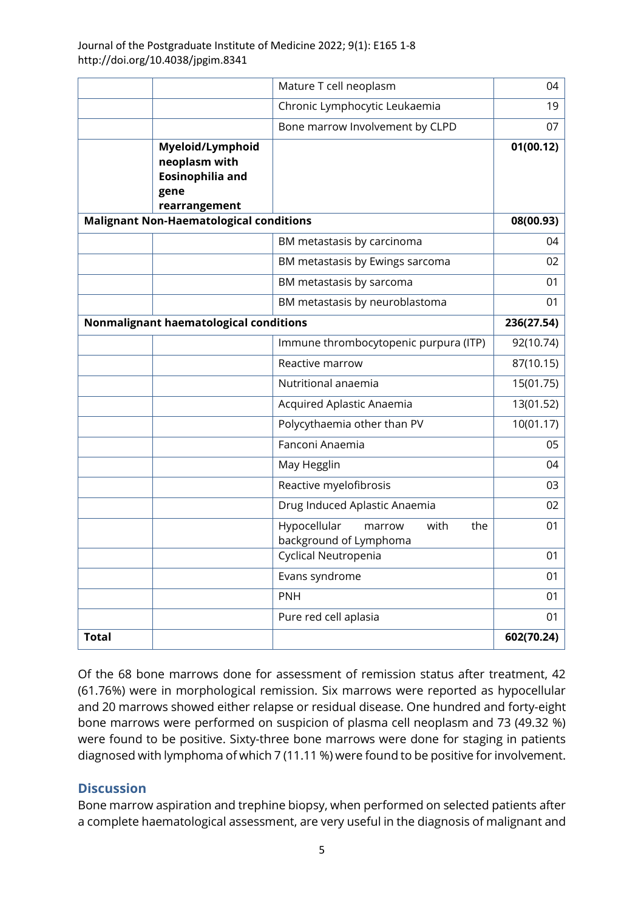| | | | |
|---|---|---|---|
| | | Mature T cell neoplasm | 04 |
| | | Chronic Lymphocytic Leukaemia | 19 |
| | | Bone marrow Involvement by CLPD | 07 |
| | **Myeloid/Lymphoid neoplasm with Eosinophilia and gene rearrangement** | | **01(00.12)** |
| **Malignant Non-Haematological conditions** | | | **08(00.93)** |
| | | BM metastasis by carcinoma | 04 |
| | | BM metastasis by Ewings sarcoma | 02 |
| | | BM metastasis by sarcoma | 01 |
| | | BM metastasis by neuroblastoma | 01 |
| **Nonmalignant haematological conditions** | | | **236(27.54)** |
| | | Immune thrombocytopenic purpura (ITP) | 92(10.74) |
| | | Reactive marrow | 87(10.15) |
| | | Nutritional anaemia | 15(01.75) |
| | | Acquired Aplastic Anaemia | 13(01.52) |
| | | Polycythaemia other than PV | 10(01.17) |
| | | Fanconi Anaemia | 05 |
| | | May Hegglin | 04 |
| | | Reactive myelofibrosis | 03 |
| | | Drug Induced Aplastic Anaemia | 02 |
| | | Hypocellular marrow with the background of Lymphoma | 01 |
| | | Cyclical Neutropenia | 01 |
| | | Evans syndrome | 01 |
| | | PNH | 01 |
| | | Pure red cell aplasia | 01 |
| **Total** | | | **602(70.24)** |

Of the 68 bone marrows done for assessment of remission status after treatment, 42 (61.76%) were in morphological remission. Six marrows were reported as hypocellular and 20 marrows showed either relapse or residual disease. One hundred and forty-eight bone marrows were performed on suspicion of plasma cell neoplasm and 73 (49.32 %) were found to be positive. Sixty-three bone marrows were done for staging in patients diagnosed with lymphoma of which 7 (11.11 %) were found to be positive for involvement.

## Discussion

Bone marrow aspiration and trephine biopsy, when performed on selected patients after a complete haematological assessment, are very useful in the diagnosis of malignant and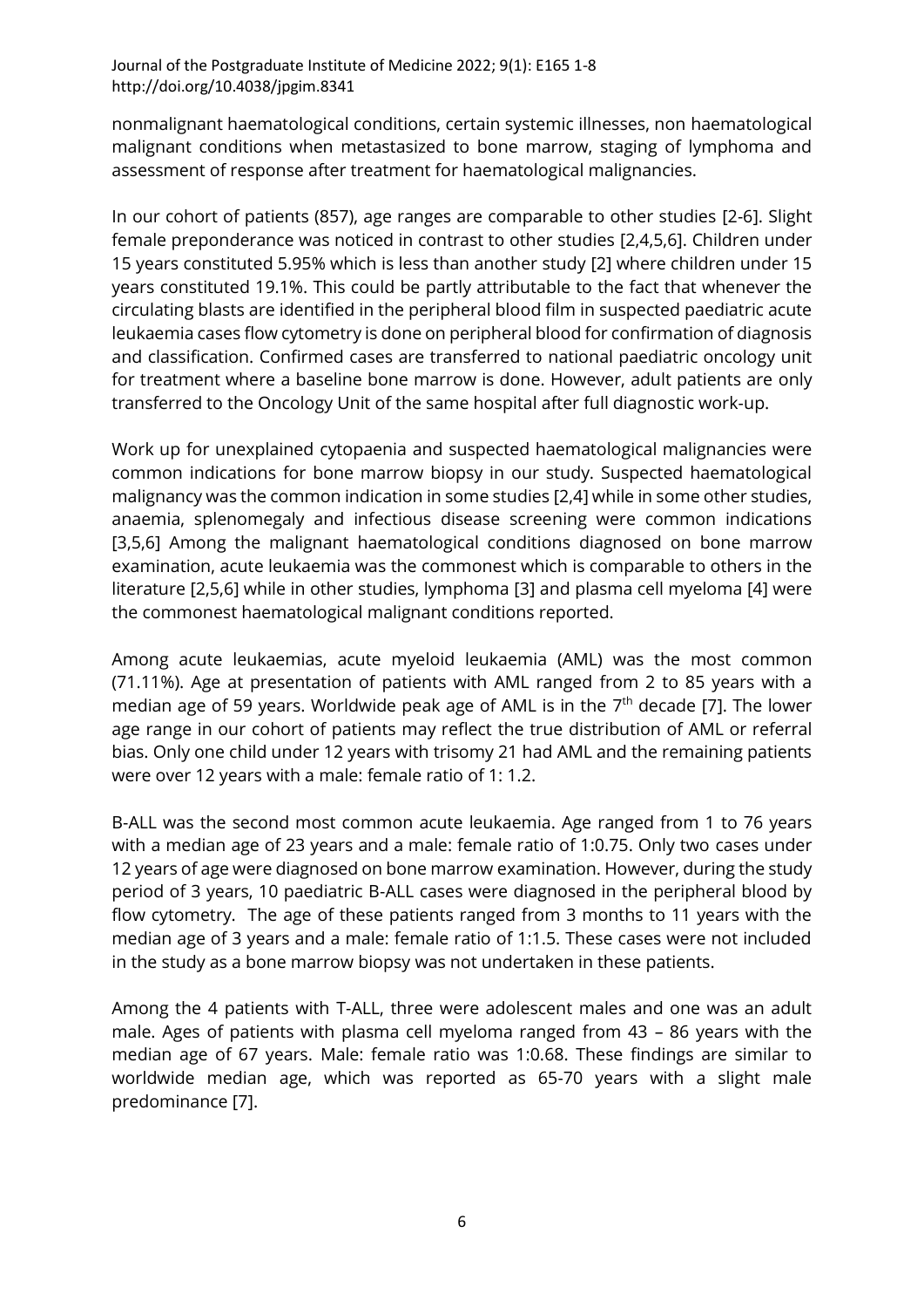nonmalignant haematological conditions, certain systemic illnesses, non haematological malignant conditions when metastasized to bone marrow, staging of lymphoma and assessment of response after treatment for haematological malignancies.

In our cohort of patients (857), age ranges are comparable to other studies [2-6]. Slight female preponderance was noticed in contrast to other studies [2,4,5,6]. Children under 15 years constituted 5.95% which is less than another study [2] where children under 15 years constituted 19.1%. This could be partly attributable to the fact that whenever the circulating blasts are identified in the peripheral blood film in suspected paediatric acute leukaemia cases flow cytometry is done on peripheral blood for confirmation of diagnosis and classification. Confirmed cases are transferred to national paediatric oncology unit for treatment where a baseline bone marrow is done. However, adult patients are only transferred to the Oncology Unit of the same hospital after full diagnostic work-up.

Work up for unexplained cytopaenia and suspected haematological malignancies were common indications for bone marrow biopsy in our study. Suspected haematological malignancy was the common indication in some studies [2,4] while in some other studies, anaemia, splenomegaly and infectious disease screening were common indications [3,5,6] Among the malignant haematological conditions diagnosed on bone marrow examination, acute leukaemia was the commonest which is comparable to others in the literature [2,5,6] while in other studies, lymphoma [3] and plasma cell myeloma [4] were the commonest haematological malignant conditions reported.

Among acute leukaemias, acute myeloid leukaemia (AML) was the most common (71.11%). Age at presentation of patients with AML ranged from 2 to 85 years with a median age of 59 years. Worldwide peak age of AML is in the 7th decade [7]. The lower age range in our cohort of patients may reflect the true distribution of AML or referral bias. Only one child under 12 years with trisomy 21 had AML and the remaining patients were over 12 years with a male: female ratio of 1: 1.2.

B-ALL was the second most common acute leukaemia. Age ranged from 1 to 76 years with a median age of 23 years and a male: female ratio of 1:0.75. Only two cases under 12 years of age were diagnosed on bone marrow examination. However, during the study period of 3 years, 10 paediatric B-ALL cases were diagnosed in the peripheral blood by flow cytometry. The age of these patients ranged from 3 months to 11 years with the median age of 3 years and a male: female ratio of 1:1.5. These cases were not included in the study as a bone marrow biopsy was not undertaken in these patients.

Among the 4 patients with T-ALL, three were adolescent males and one was an adult male. Ages of patients with plasma cell myeloma ranged from 43 – 86 years with the median age of 67 years. Male: female ratio was 1:0.68. These findings are similar to worldwide median age, which was reported as 65-70 years with a slight male predominance [7].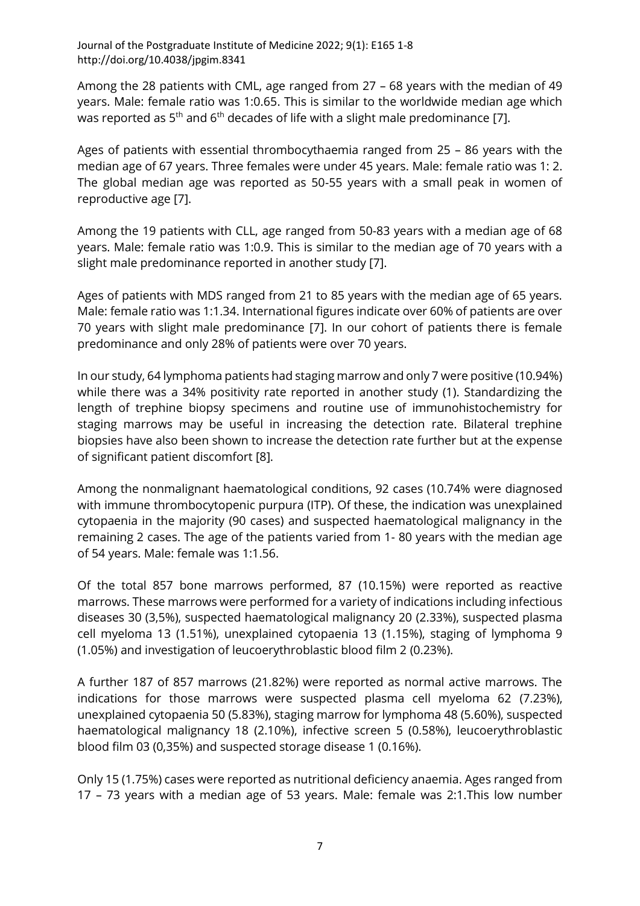Among the 28 patients with CML, age ranged from 27 – 68 years with the median of 49 years. Male: female ratio was 1:0.65. This is similar to the worldwide median age which was reported as 5th and 6th decades of life with a slight male predominance [7].

Ages of patients with essential thrombocythaemia ranged from 25 – 86 years with the median age of 67 years. Three females were under 45 years. Male: female ratio was 1: 2. The global median age was reported as 50-55 years with a small peak in women of reproductive age [7].

Among the 19 patients with CLL, age ranged from 50-83 years with a median age of 68 years. Male: female ratio was 1:0.9. This is similar to the median age of 70 years with a slight male predominance reported in another study [7].

Ages of patients with MDS ranged from 21 to 85 years with the median age of 65 years. Male: female ratio was 1:1.34. International figures indicate over 60% of patients are over 70 years with slight male predominance [7]. In our cohort of patients there is female predominance and only 28% of patients were over 70 years.

In our study, 64 lymphoma patients had staging marrow and only 7 were positive (10.94%) while there was a 34% positivity rate reported in another study (1). Standardizing the length of trephine biopsy specimens and routine use of immunohistochemistry for staging marrows may be useful in increasing the detection rate. Bilateral trephine biopsies have also been shown to increase the detection rate further but at the expense of significant patient discomfort [8].

Among the nonmalignant haematological conditions, 92 cases (10.74% were diagnosed with immune thrombocytopenic purpura (ITP). Of these, the indication was unexplained cytopaenia in the majority (90 cases) and suspected haematological malignancy in the remaining 2 cases. The age of the patients varied from 1- 80 years with the median age of 54 years. Male: female was 1:1.56.

Of the total 857 bone marrows performed, 87 (10.15%) were reported as reactive marrows. These marrows were performed for a variety of indications including infectious diseases 30 (3,5%), suspected haematological malignancy 20 (2.33%), suspected plasma cell myeloma 13 (1.51%), unexplained cytopaenia 13 (1.15%), staging of lymphoma 9 (1.05%) and investigation of leucoerythroblastic blood film 2 (0.23%).

A further 187 of 857 marrows (21.82%) were reported as normal active marrows. The indications for those marrows were suspected plasma cell myeloma 62 (7.23%), unexplained cytopaenia 50 (5.83%), staging marrow for lymphoma 48 (5.60%), suspected haematological malignancy 18 (2.10%), infective screen 5 (0.58%), leucoerythroblastic blood film 03 (0,35%) and suspected storage disease 1 (0.16%).

Only 15 (1.75%) cases were reported as nutritional deficiency anaemia. Ages ranged from 17 – 73 years with a median age of 53 years. Male: female was 2:1.This low number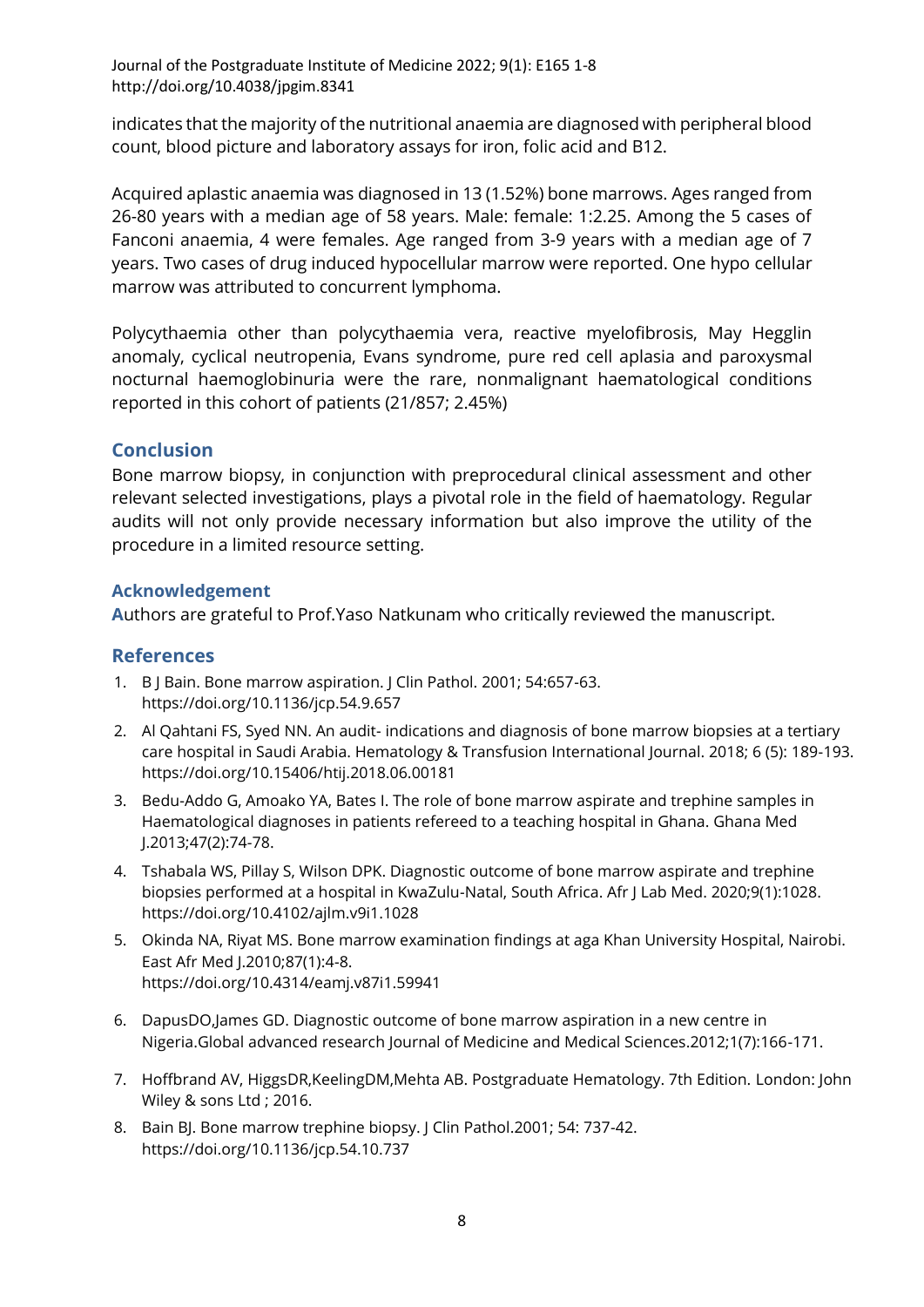indicates that the majority of the nutritional anaemia are diagnosed with peripheral blood count, blood picture and laboratory assays for iron, folic acid and B12.

Acquired aplastic anaemia was diagnosed in 13 (1.52%) bone marrows. Ages ranged from 26-80 years with a median age of 58 years. Male: female: 1:2.25. Among the 5 cases of Fanconi anaemia, 4 were females. Age ranged from 3-9 years with a median age of 7 years. Two cases of drug induced hypocellular marrow were reported. One hypo cellular marrow was attributed to concurrent lymphoma.

Polycythaemia other than polycythaemia vera, reactive myelofibrosis, May Hegglin anomaly, cyclical neutropenia, Evans syndrome, pure red cell aplasia and paroxysmal nocturnal haemoglobinuria were the rare, nonmalignant haematological conditions reported in this cohort of patients (21/857; 2.45%)

## Conclusion

Bone marrow biopsy, in conjunction with preprocedural clinical assessment and other relevant selected investigations, plays a pivotal role in the field of haematology. Regular audits will not only provide necessary information but also improve the utility of the procedure in a limited resource setting.

### Acknowledgement

Authors are grateful to Prof.Yaso Natkunam who critically reviewed the manuscript.

## References

1. B J Bain. Bone marrow aspiration. J Clin Pathol. 2001; 54:657-63. https://doi.org/10.1136/jcp.54.9.657
2. Al Qahtani FS, Syed NN. An audit- indications and diagnosis of bone marrow biopsies at a tertiary care hospital in Saudi Arabia. Hematology & Transfusion International Journal. 2018; 6 (5): 189-193. https://doi.org/10.15406/htij.2018.06.00181
3. Bedu-Addo G, Amoako YA, Bates I. The role of bone marrow aspirate and trephine samples in Haematological diagnoses in patients refereed to a teaching hospital in Ghana. Ghana Med J.2013;47(2):74-78.
4. Tshabala WS, Pillay S, Wilson DPK. Diagnostic outcome of bone marrow aspirate and trephine biopsies performed at a hospital in KwaZulu-Natal, South Africa. Afr J Lab Med. 2020;9(1):1028. https://doi.org/10.4102/ajlm.v9i1.1028
5. Okinda NA, Riyat MS. Bone marrow examination findings at aga Khan University Hospital, Nairobi. East Afr Med J.2010;87(1):4-8. https://doi.org/10.4314/eamj.v87i1.59941
6. DapusDO,James GD. Diagnostic outcome of bone marrow aspiration in a new centre in Nigeria.Global advanced research Journal of Medicine and Medical Sciences.2012;1(7):166-171.
7. Hoffbrand AV, HiggsDR,KeelingDM,Mehta AB. Postgraduate Hematology. 7th Edition. London: John Wiley & sons Ltd ; 2016.
8. Bain BJ. Bone marrow trephine biopsy. J Clin Pathol.2001; 54: 737-42. https://doi.org/10.1136/jcp.54.10.737